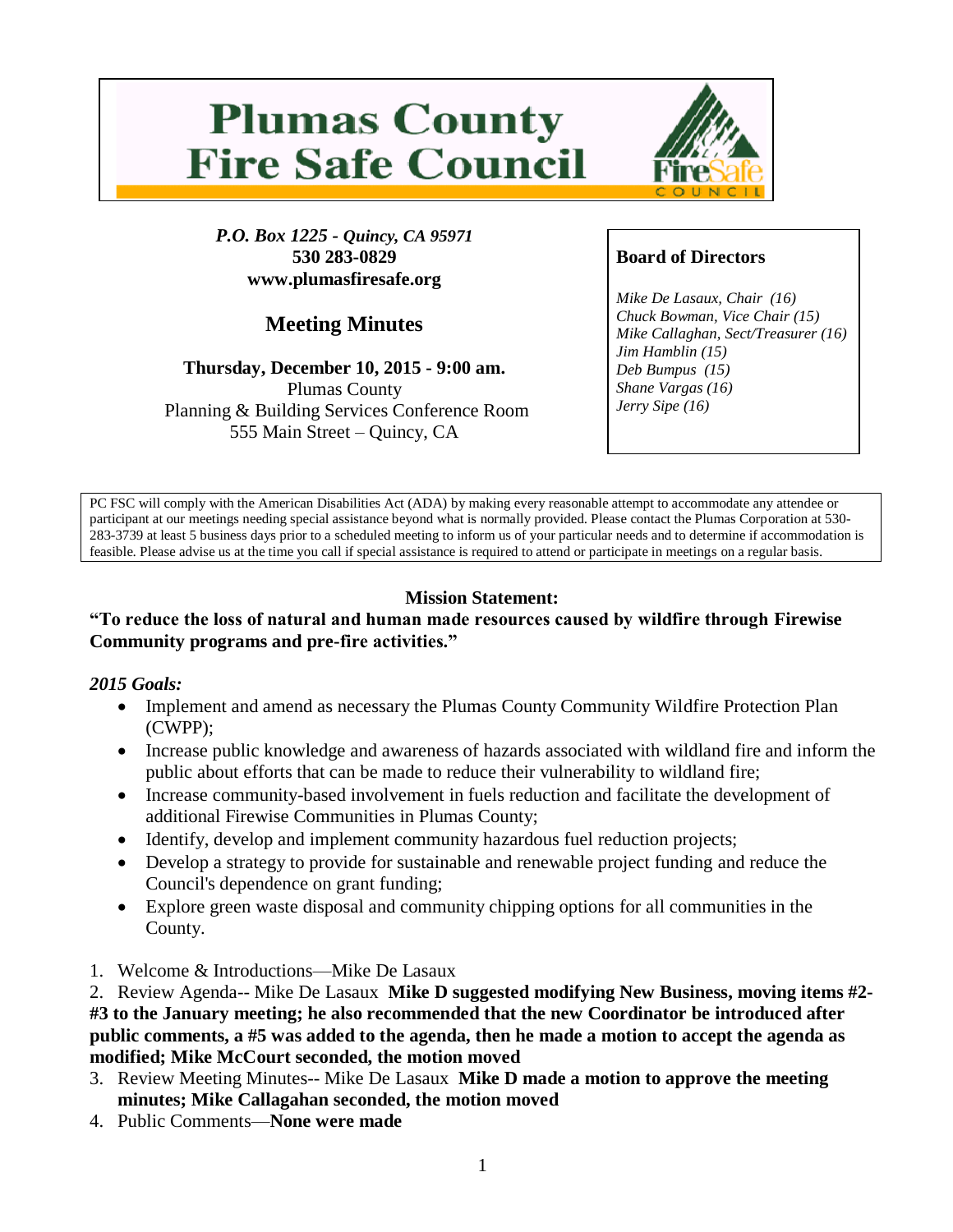# Plumas County Fire Safe Council

***P.O. Box 1225 - Quincy, CA 95971***
**530 283-0829**
**www.plumasfiresafe.org**

## Meeting Minutes

**Thursday, December 10, 2015 - 9:00 am.**
Plumas County
Planning & Building Services Conference Room
555 Main Street – Quincy, CA

**Board of Directors**

*Mike De Lasaux, Chair (16)*
*Chuck Bowman, Vice Chair (15)*
*Mike Callaghan, Sect/Treasurer (16)*
*Jim Hamblin (15)*
*Deb Bumpus (15)*
*Shane Vargas (16)*
*Jerry Sipe (16)*

PC FSC will comply with the American Disabilities Act (ADA) by making every reasonable attempt to accommodate any attendee or participant at our meetings needing special assistance beyond what is normally provided. Please contact the Plumas Corporation at 530-283-3739 at least 5 business days prior to a scheduled meeting to inform us of your particular needs and to determine if accommodation is feasible. Please advise us at the time you call if special assistance is required to attend or participate in meetings on a regular basis.

**Mission Statement:**

**"To reduce the loss of natural and human made resources caused by wildfire through Firewise Community programs and pre-fire activities."**

***2015 Goals:***

- Implement and amend as necessary the Plumas County Community Wildfire Protection Plan (CWPP);
- Increase public knowledge and awareness of hazards associated with wildland fire and inform the public about efforts that can be made to reduce their vulnerability to wildland fire;
- Increase community-based involvement in fuels reduction and facilitate the development of additional Firewise Communities in Plumas County;
- Identify, develop and implement community hazardous fuel reduction projects;
- Develop a strategy to provide for sustainable and renewable project funding and reduce the Council's dependence on grant funding;
- Explore green waste disposal and community chipping options for all communities in the County.

1. Welcome & Introductions—Mike De Lasaux
2. Review Agenda-- Mike De Lasaux **Mike D suggested modifying New Business, moving items #2-#3 to the January meeting; he also recommended that the new Coordinator be introduced after public comments, a #5 was added to the agenda, then he made a motion to accept the agenda as modified; Mike McCourt seconded, the motion moved**
3. Review Meeting Minutes-- Mike De Lasaux **Mike D made a motion to approve the meeting minutes; Mike Callagahan seconded, the motion moved**
4. Public Comments—**None were made**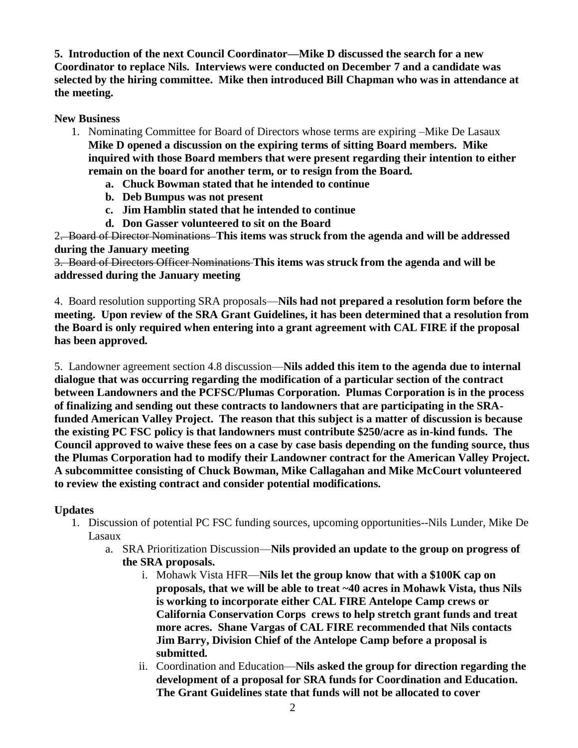**5. Introduction of the next Council Coordinator—Mike D discussed the search for a new Coordinator to replace Nils. Interviews were conducted on December 7 and a candidate was selected by the hiring committee. Mike then introduced Bill Chapman who was in attendance at the meeting.**

**New Business**

1. Nominating Committee for Board of Directors whose terms are expiring –Mike De Lasaux **Mike D opened a discussion on the expiring terms of sitting Board members. Mike inquired with those Board members that were present regarding their intention to either remain on the board for another term, or to resign from the Board.**
   a. **Chuck Bowman stated that he intended to continue**
   b. **Deb Bumpus was not present**
   c. **Jim Hamblin stated that he intended to continue**
   d. **Don Gasser volunteered to sit on the Board**

2. ~~Board of Director Nominations~~ **This items was struck from the agenda and will be addressed during the January meeting**

3. ~~Board of Directors Officer Nominations~~ **This items was struck from the agenda and will be addressed during the January meeting**

4. Board resolution supporting SRA proposals—**Nils had not prepared a resolution form before the meeting. Upon review of the SRA Grant Guidelines, it has been determined that a resolution from the Board is only required when entering into a grant agreement with CAL FIRE if the proposal has been approved.**

5. Landowner agreement section 4.8 discussion—**Nils added this item to the agenda due to internal dialogue that was occurring regarding the modification of a particular section of the contract between Landowners and the PCFSC/Plumas Corporation. Plumas Corporation is in the process of finalizing and sending out these contracts to landowners that are participating in the SRA-funded American Valley Project. The reason that this subject is a matter of discussion is because the existing PC FSC policy is that landowners must contribute $250/acre as in-kind funds. The Council approved to waive these fees on a case by case basis depending on the funding source, thus the Plumas Corporation had to modify their Landowner contract for the American Valley Project. A subcommittee consisting of Chuck Bowman, Mike Callagahan and Mike McCourt volunteered to review the existing contract and consider potential modifications.**

**Updates**

1. Discussion of potential PC FSC funding sources, upcoming opportunities--Nils Lunder, Mike De Lasaux
   a. SRA Prioritization Discussion—**Nils provided an update to the group on progress of the SRA proposals.**
      i. Mohawk Vista HFR—**Nils let the group know that with a $100K cap on proposals, that we will be able to treat ~40 acres in Mohawk Vista, thus Nils is working to incorporate either CAL FIRE Antelope Camp crews or California Conservation Corps crews to help stretch grant funds and treat more acres. Shane Vargas of CAL FIRE recommended that Nils contacts Jim Barry, Division Chief of the Antelope Camp before a proposal is submitted.**
      ii. Coordination and Education—**Nils asked the group for direction regarding the development of a proposal for SRA funds for Coordination and Education. The Grant Guidelines state that funds will not be allocated to cover**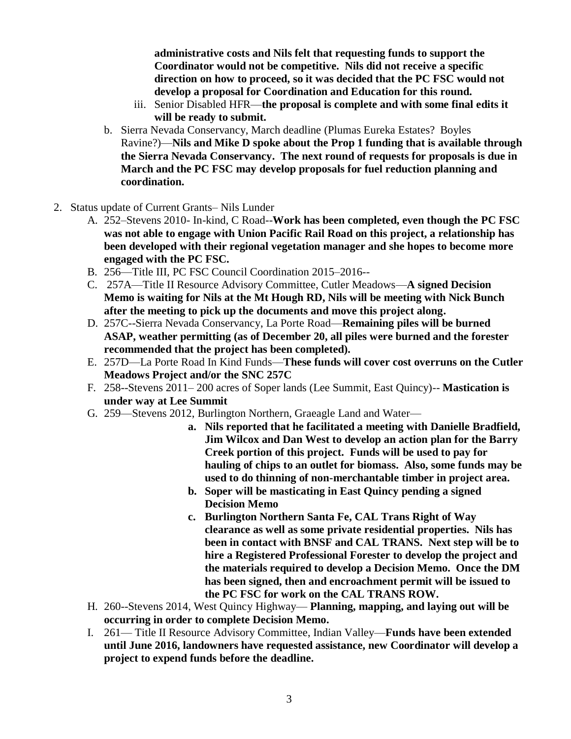**administrative costs and Nils felt that requesting funds to support the Coordinator would not be competitive. Nils did not receive a specific direction on how to proceed, so it was decided that the PC FSC would not develop a proposal for Coordination and Education for this round.**

   iii. Senior Disabled HFR—**the proposal is complete and with some final edits it will be ready to submit.**

   b. Sierra Nevada Conservancy, March deadline (Plumas Eureka Estates? Boyles Ravine?)—**Nils and Mike D spoke about the Prop 1 funding that is available through the Sierra Nevada Conservancy. The next round of requests for proposals is due in March and the PC FSC may develop proposals for fuel reduction planning and coordination.**

2. Status update of Current Grants– Nils Lunder
   A. 252–Stevens 2010- In-kind, C Road--**Work has been completed, even though the PC FSC was not able to engage with Union Pacific Rail Road on this project, a relationship has been developed with their regional vegetation manager and she hopes to become more engaged with the PC FSC.**
   B. 256—Title III, PC FSC Council Coordination 2015–2016--
   C. 257A—Title II Resource Advisory Committee, Cutler Meadows—**A signed Decision Memo is waiting for Nils at the Mt Hough RD, Nils will be meeting with Nick Bunch after the meeting to pick up the documents and move this project along.**
   D. 257C--Sierra Nevada Conservancy, La Porte Road—**Remaining piles will be burned ASAP, weather permitting (as of December 20, all piles were burned and the forester recommended that the project has been completed).**
   E. 257D—La Porte Road In Kind Funds—**These funds will cover cost overruns on the Cutler Meadows Project and/or the SNC 257C**
   F. 258--Stevens 2011– 200 acres of Soper lands (Lee Summit, East Quincy)-- **Mastication is under way at Lee Summit**
   G. 259—Stevens 2012, Burlington Northern, Graeagle Land and Water—
      a. **Nils reported that he facilitated a meeting with Danielle Bradfield, Jim Wilcox and Dan West to develop an action plan for the Barry Creek portion of this project. Funds will be used to pay for hauling of chips to an outlet for biomass. Also, some funds may be used to do thinning of non-merchantable timber in project area.**
      b. **Soper will be masticating in East Quincy pending a signed Decision Memo**
      c. **Burlington Northern Santa Fe, CAL Trans Right of Way clearance as well as some private residential properties. Nils has been in contact with BNSF and CAL TRANS. Next step will be to hire a Registered Professional Forester to develop the project and the materials required to develop a Decision Memo. Once the DM has been signed, then and encroachment permit will be issued to the PC FSC for work on the CAL TRANS ROW.**
   H. 260--Stevens 2014, West Quincy Highway— **Planning, mapping, and laying out will be occurring in order to complete Decision Memo.**
   I. 261— Title II Resource Advisory Committee, Indian Valley—**Funds have been extended until June 2016, landowners have requested assistance, new Coordinator will develop a project to expend funds before the deadline.**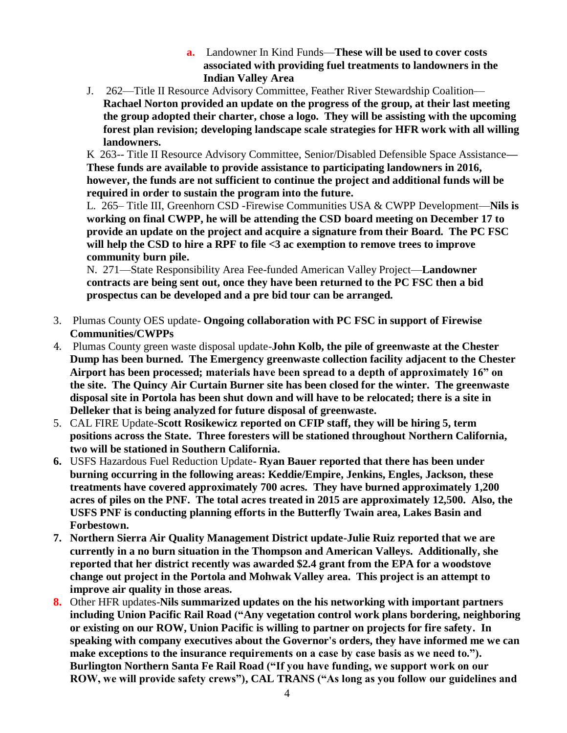a. Landowner In Kind Funds—**These will be used to cover costs associated with providing fuel treatments to landowners in the Indian Valley Area**

J. 262—Title II Resource Advisory Committee, Feather River Stewardship Coalition—**Rachael Norton provided an update on the progress of the group, at their last meeting the group adopted their charter, chose a logo. They will be assisting with the upcoming forest plan revision; developing landscape scale strategies for HFR work with all willing landowners.**

K 263-- Title II Resource Advisory Committee, Senior/Disabled Defensible Space Assistance—**These funds are available to provide assistance to participating landowners in 2016, however, the funds are not sufficient to continue the project and additional funds will be required in order to sustain the program into the future.**

L. 265– Title III, Greenhorn CSD -Firewise Communities USA & CWPP Development—**Nils is working on final CWPP, he will be attending the CSD board meeting on December 17 to provide an update on the project and acquire a signature from their Board. The PC FSC will help the CSD to hire a RPF to file <3 ac exemption to remove trees to improve community burn pile.**

N. 271—State Responsibility Area Fee-funded American Valley Project—**Landowner contracts are being sent out, once they have been returned to the PC FSC then a bid prospectus can be developed and a pre bid tour can be arranged.**

3. Plumas County OES update- **Ongoing collaboration with PC FSC in support of Firewise Communities/CWPPs**
4. Plumas County green waste disposal update-**John Kolb, the pile of greenwaste at the Chester Dump has been burned. The Emergency greenwaste collection facility adjacent to the Chester Airport has been processed; materials have been spread to a depth of approximately 16" on the site. The Quincy Air Curtain Burner site has been closed for the winter. The greenwaste disposal site in Portola has been shut down and will have to be relocated; there is a site in Delleker that is being analyzed for future disposal of greenwaste.**
5. CAL FIRE Update-**Scott Rosikewicz reported on CFIP staff, they will be hiring 5, term positions across the State. Three foresters will be stationed throughout Northern California, two will be stationed in Southern California.**
6. USFS Hazardous Fuel Reduction Update- **Ryan Bauer reported that there has been under burning occurring in the following areas: Keddie/Empire, Jenkins, Engles, Jackson, these treatments have covered approximately 700 acres. They have burned approximately 1,200 acres of piles on the PNF. The total acres treated in 2015 are approximately 12,500. Also, the USFS PNF is conducting planning efforts in the Butterfly Twain area, Lakes Basin and Forbestown.**
7. **Northern Sierra Air Quality Management District update-Julie Ruiz reported that we are currently in a no burn situation in the Thompson and American Valleys. Additionally, she reported that her district recently was awarded $2.4 grant from the EPA for a woodstove change out project in the Portola and Mohwak Valley area. This project is an attempt to improve air quality in those areas.**
8. Other HFR updates-**Nils summarized updates on the his networking with important partners including Union Pacific Rail Road ("Any vegetation control work plans bordering, neighboring or existing on our ROW, Union Pacific is willing to partner on projects for fire safety. In speaking with company executives about the Governor's orders, they have informed me we can make exceptions to the insurance requirements on a case by case basis as we need to."). Burlington Northern Santa Fe Rail Road ("If you have funding, we support work on our ROW, we will provide safety crews"), CAL TRANS ("As long as you follow our guidelines and**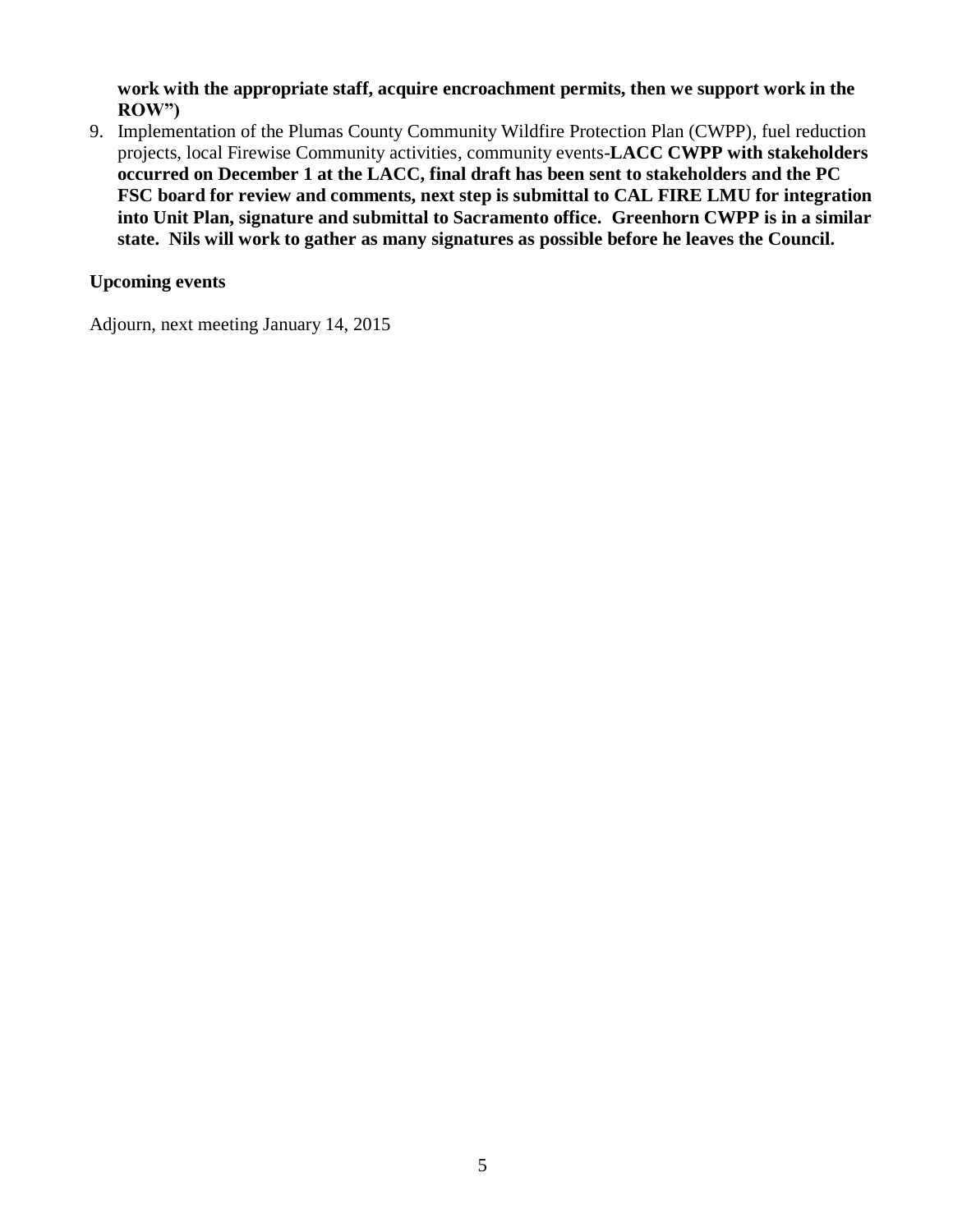**work with the appropriate staff, acquire encroachment permits, then we support work in the ROW")**

9. Implementation of the Plumas County Community Wildfire Protection Plan (CWPP), fuel reduction projects, local Firewise Community activities, community events-**LACC CWPP with stakeholders occurred on December 1 at the LACC, final draft has been sent to stakeholders and the PC FSC board for review and comments, next step is submittal to CAL FIRE LMU for integration into Unit Plan, signature and submittal to Sacramento office. Greenhorn CWPP is in a similar state. Nils will work to gather as many signatures as possible before he leaves the Council.**

**Upcoming events**

Adjourn, next meeting January 14, 2015